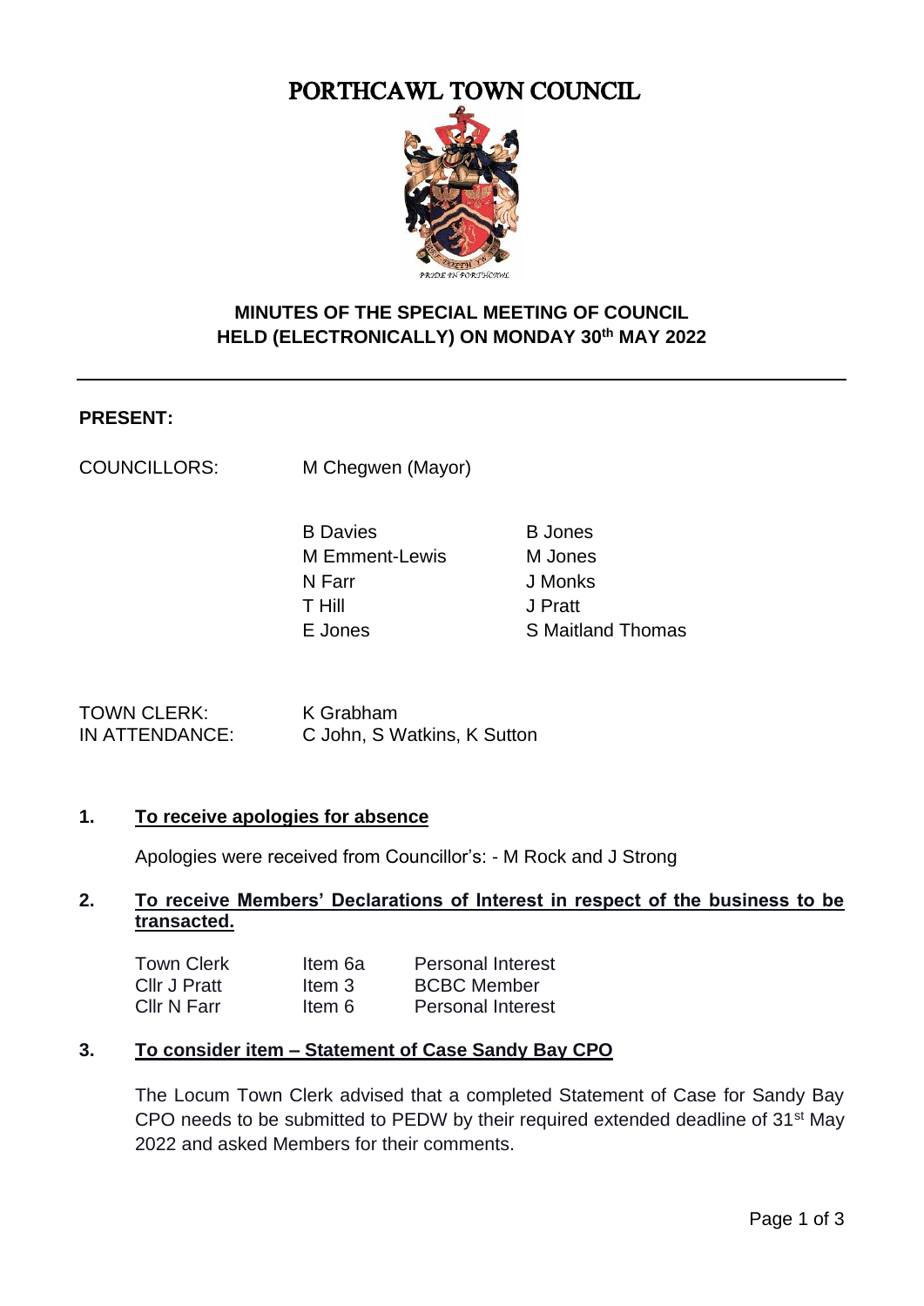# PORTHCAWL TOWN COUNCIL

PRIDE IN PORTHCAWL

## MINUTES OF THE SPECIAL MEETING OF COUNCIL HELD (ELECTRONICALLY) ON MONDAY 30th MAY 2022

---

**PRESENT:**

COUNCILLORS: M Chegwen (Mayor)

| | |
|---|---|
| B Davies | B Jones |
| M Emment-Lewis | M Jones |
| N Farr | J Monks |
| T Hill | J Pratt |
| E Jones | S Maitland Thomas |

TOWN CLERK: K Grabham
IN ATTENDANCE: C John, S Watkins, K Sutton

**1. <u>To receive apologies for absence</u>**

Apologies were received from Councillor's: - M Rock and J Strong

**2. <u>To receive Members' Declarations of Interest in respect of the business to be transacted.</u>**

| | | |
|---|---|---|
| Town Clerk | Item 6a | Personal Interest |
| Cllr J Pratt | Item 3 | BCBC Member |
| Cllr N Farr | Item 6 | Personal Interest |

**3. <u>To consider item – Statement of Case Sandy Bay CPO</u>**

The Locum Town Clerk advised that a completed Statement of Case for Sandy Bay CPO needs to be submitted to PEDW by their required extended deadline of 31st May 2022 and asked Members for their comments.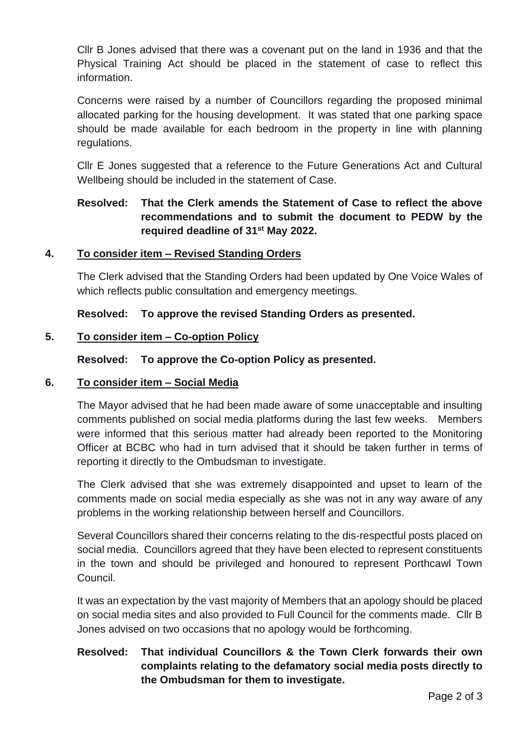Cllr B Jones advised that there was a covenant put on the land in 1936 and that the Physical Training Act should be placed in the statement of case to reflect this information.

Concerns were raised by a number of Councillors regarding the proposed minimal allocated parking for the housing development. It was stated that one parking space should be made available for each bedroom in the property in line with planning regulations.

Cllr E Jones suggested that a reference to the Future Generations Act and Cultural Wellbeing should be included in the statement of Case.

**Resolved: That the Clerk amends the Statement of Case to reflect the above recommendations and to submit the document to PEDW by the required deadline of 31st May 2022.**

## 4. To consider item – Revised Standing Orders

The Clerk advised that the Standing Orders had been updated by One Voice Wales of which reflects public consultation and emergency meetings.

**Resolved: To approve the revised Standing Orders as presented.**

## 5. To consider item – Co-option Policy

**Resolved: To approve the Co-option Policy as presented.**

## 6. To consider item – Social Media

The Mayor advised that he had been made aware of some unacceptable and insulting comments published on social media platforms during the last few weeks. Members were informed that this serious matter had already been reported to the Monitoring Officer at BCBC who had in turn advised that it should be taken further in terms of reporting it directly to the Ombudsman to investigate.

The Clerk advised that she was extremely disappointed and upset to learn of the comments made on social media especially as she was not in any way aware of any problems in the working relationship between herself and Councillors.

Several Councillors shared their concerns relating to the dis-respectful posts placed on social media. Councillors agreed that they have been elected to represent constituents in the town and should be privileged and honoured to represent Porthcawl Town Council.

It was an expectation by the vast majority of Members that an apology should be placed on social media sites and also provided to Full Council for the comments made. Cllr B Jones advised on two occasions that no apology would be forthcoming.

**Resolved: That individual Councillors & the Town Clerk forwards their own complaints relating to the defamatory social media posts directly to the Ombudsman for them to investigate.**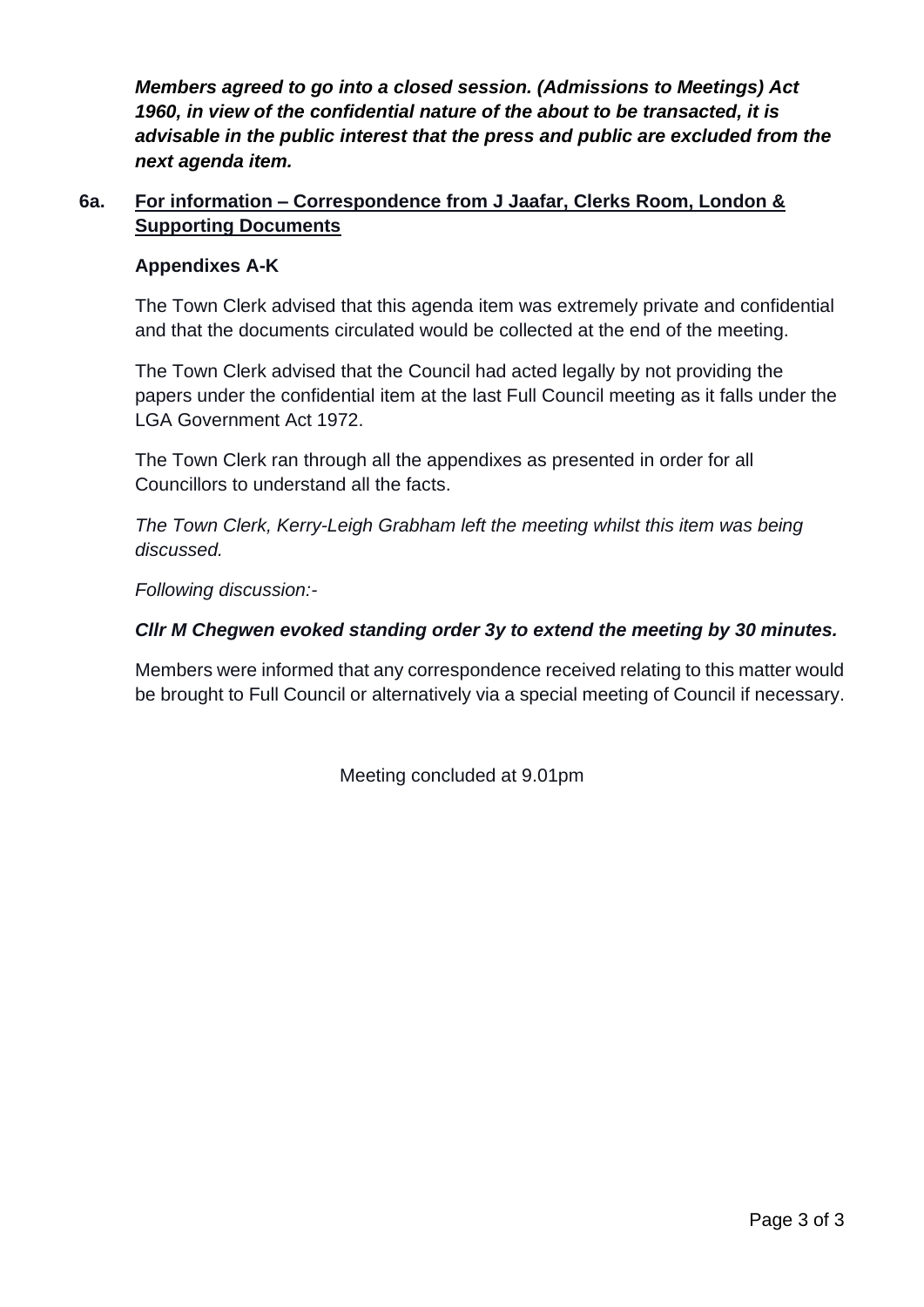***Members agreed to go into a closed session. (Admissions to Meetings) Act 1960, in view of the confidential nature of the about to be transacted, it is advisable in the public interest that the press and public are excluded from the next agenda item.***

## 6a. For information – Correspondence from J Jaafar, Clerks Room, London & Supporting Documents

**Appendixes A-K**

The Town Clerk advised that this agenda item was extremely private and confidential and that the documents circulated would be collected at the end of the meeting.

The Town Clerk advised that the Council had acted legally by not providing the papers under the confidential item at the last Full Council meeting as it falls under the LGA Government Act 1972.

The Town Clerk ran through all the appendixes as presented in order for all Councillors to understand all the facts.

*The Town Clerk, Kerry-Leigh Grabham left the meeting whilst this item was being discussed.*

*Following discussion:-*

***Cllr M Chegwen evoked standing order 3y to extend the meeting by 30 minutes.***

Members were informed that any correspondence received relating to this matter would be brought to Full Council or alternatively via a special meeting of Council if necessary.

Meeting concluded at 9.01pm